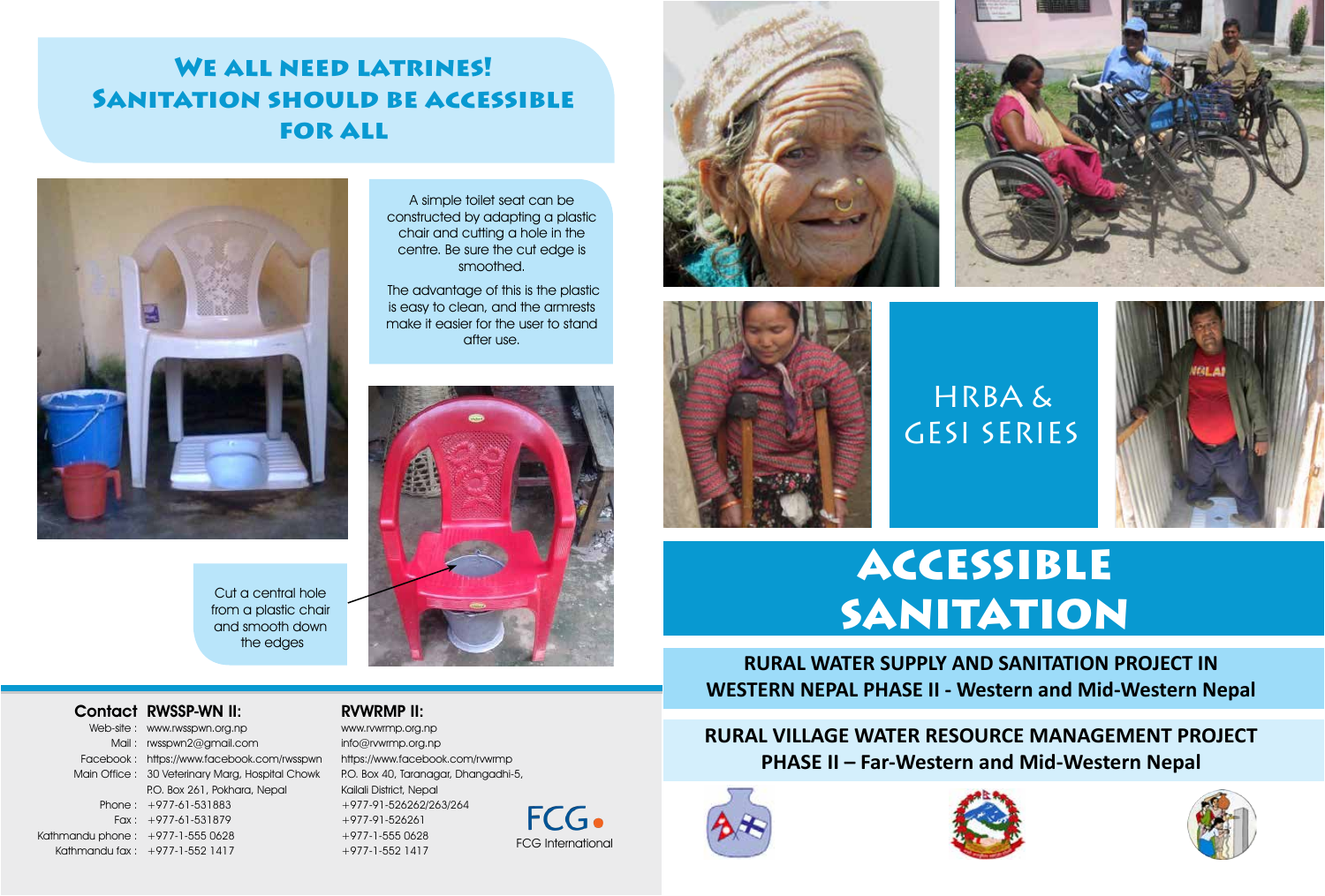# We all need latrines! Sanitation should be accessible for all

A simple toilet seat can be constructed by adapting a plastic chair and cutting a hole in the centre. Be sure the cut edge is smoothed.

The advantage of this is the plastic is easy to clean, and the armrests make it easier for the user to stand after use.

Cut a central hole from a plastic chair and smooth down the edges

**Contact**

**RWSSP-WN II:**

Web-site : www.rwsspwn.org.np
Mail : rwsspwn2@gmail.com
Facebook : https://www.facebook.com/rwsspwn
Main Office : 30 Veterinary Marg, Hospital Chowk
P.O. Box 261, Pokhara, Nepal
Phone : +977-61-531883
Fax : +977-61-531879
Kathmandu phone : +977-1-555 0628
Kathmandu fax : +977-1-552 1417

**RVWRMP II:**

www.rvwrmp.org.np
info@rvwrmp.org.np
https://www.facebook.com/rvwrmp
P.O. Box 40, Taranagar, Dhangadhi-5,
Kailali District, Nepal
+977-91-526262/263/264
+977-91-526261
+977-1-555 0628
+977-1-552 1417

FCG International

HRBA & GESI SERIES

# ACCESSIBLE SANITATION

**RURAL WATER SUPPLY AND SANITATION PROJECT IN WESTERN NEPAL PHASE II - Western and Mid-Western Nepal**

**RURAL VILLAGE WATER RESOURCE MANAGEMENT PROJECT PHASE II – Far-Western and Mid-Western Nepal**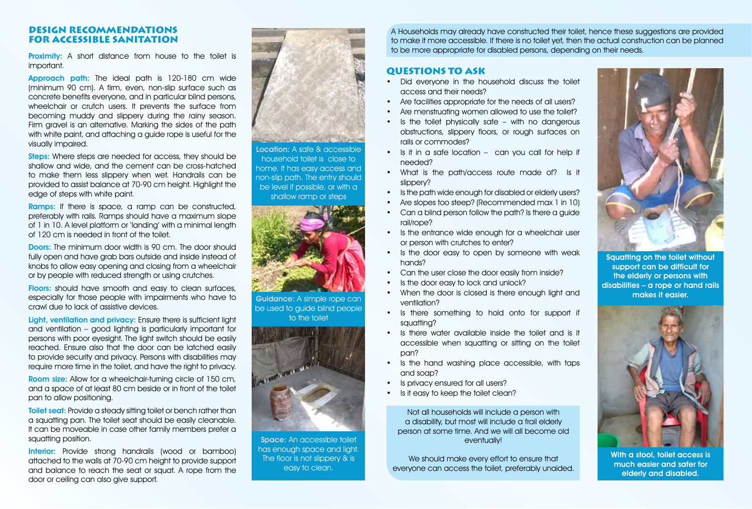## DESIGN RECOMMENDATIONS FOR ACCESSIBLE SANITATION

**Proximity:** A short distance from house to the toilet is important.

**Approach path:** The ideal path is 120-180 cm wide (minimum 90 cm). A firm, even, non-slip surface such as concrete benefits everyone, and in particular blind persons, wheelchair or crutch users. It prevents the surface from becoming muddy and slippery during the rainy season. Firm gravel is an alternative. Marking the sides of the path with white paint, and attaching a guide rope is useful for the visually impaired.

**Steps:** Where steps are needed for access, they should be shallow and wide, and the cement can be cross-hatched to make them less slippery when wet. Handrails can be provided to assist balance at 70-90 cm height. Highlight the edge of steps with white paint.

**Ramps:** If there is space, a ramp can be constructed, preferably with rails. Ramps should have a maximum slope of 1 in 10. A level platform or 'landing' with a minimal length of 120 cm is needed in front of the toilet.

**Doors:** The minimum door width is 90 cm. The door should fully open and have grab bars outside and inside instead of knobs to allow easy opening and closing from a wheelchair or by people with reduced strength or using crutches.

**Floors:** should have smooth and easy to clean surfaces, especially for those people with impairments who have to crawl due to lack of assistive devices.

**Light, ventilation and privacy:** Ensure there is sufficient light and ventilation – good lighting is particularly important for persons with poor eyesight. The light switch should be easily reached. Ensure also that the door can be latched easily to provide security and privacy. Persons with disabilities may require more time in the toilet, and have the right to privacy.

**Room size:** Allow for a wheelchair-turning circle of 150 cm, and a space of at least 80 cm beside or in front of the toilet pan to allow positioning.

**Toilet seat:** Provide a steady sitting toilet or bench rather than a squatting pan. The toilet seat should be easily cleanable. It can be moveable in case other family members prefer a squatting position.

**Interior:** Provide strong handrails (wood or bamboo) attached to the walls at 70-90 cm height to provide support and balance to reach the seat or squat. A rope from the door or ceiling can also give support.

**Location:** A safe & accessible household toilet is close to home. It has easy access and non-slip path. The entry should be level if possible, or with a shallow ramp or steps

**Guidance:** A simple rope can be used to guide blind people to the toilet

**Space:** An accessible toilet has enough space and light. The floor is not slippery & is easy to clean.

A Households may already have constructed their toilet, hence these suggestions are provided to make it more accessible. If there is no toilet yet, then the actual construction can be planned to be more appropriate for disabled persons, depending on their needs.

## QUESTIONS TO ASK

- Did everyone in the household discuss the toilet access and their needs?
- Are facilities appropriate for the needs of all users?
- Are menstruating women allowed to use the toilet?
- Is the toilet physically safe – with no dangerous obstructions, slippery floors, or rough surfaces on rails or commodes?
- Is it in a safe location – can you call for help if needed?
- What is the path/access route made of? Is it slippery?
- Is the path wide enough for disabled or elderly users?
- Are slopes too steep? (Recommended max 1 in 10)
- Can a blind person follow the path? Is there a guide rail/rope?
- Is the entrance wide enough for a wheelchair user or person with crutches to enter?
- Is the door easy to open by someone with weak hands?
- Can the user close the door easily from inside?
- Is the door easy to lock and unlock?
- When the door is closed is there enough light and ventilation?
- Is there something to hold onto for support if squatting?
- Is there water available inside the toilet and is it accessible when squatting or sitting on the toilet pan?
- Is the hand washing place accessible, with taps and soap?
- Is privacy ensured for all users?
- Is it easy to keep the toilet clean?

Not all households will include a person with a disability, but most will include a frail elderly person at some time. And we will all become old eventually!

We should make every effort to ensure that everyone can access the toilet, preferably unaided.

**Squatting on the toilet without support can be difficult for the elderly or persons with disabilities – a rope or hand rails makes it easier.**

**With a stool, toilet access is much easier and safer for elderly and disabled.**